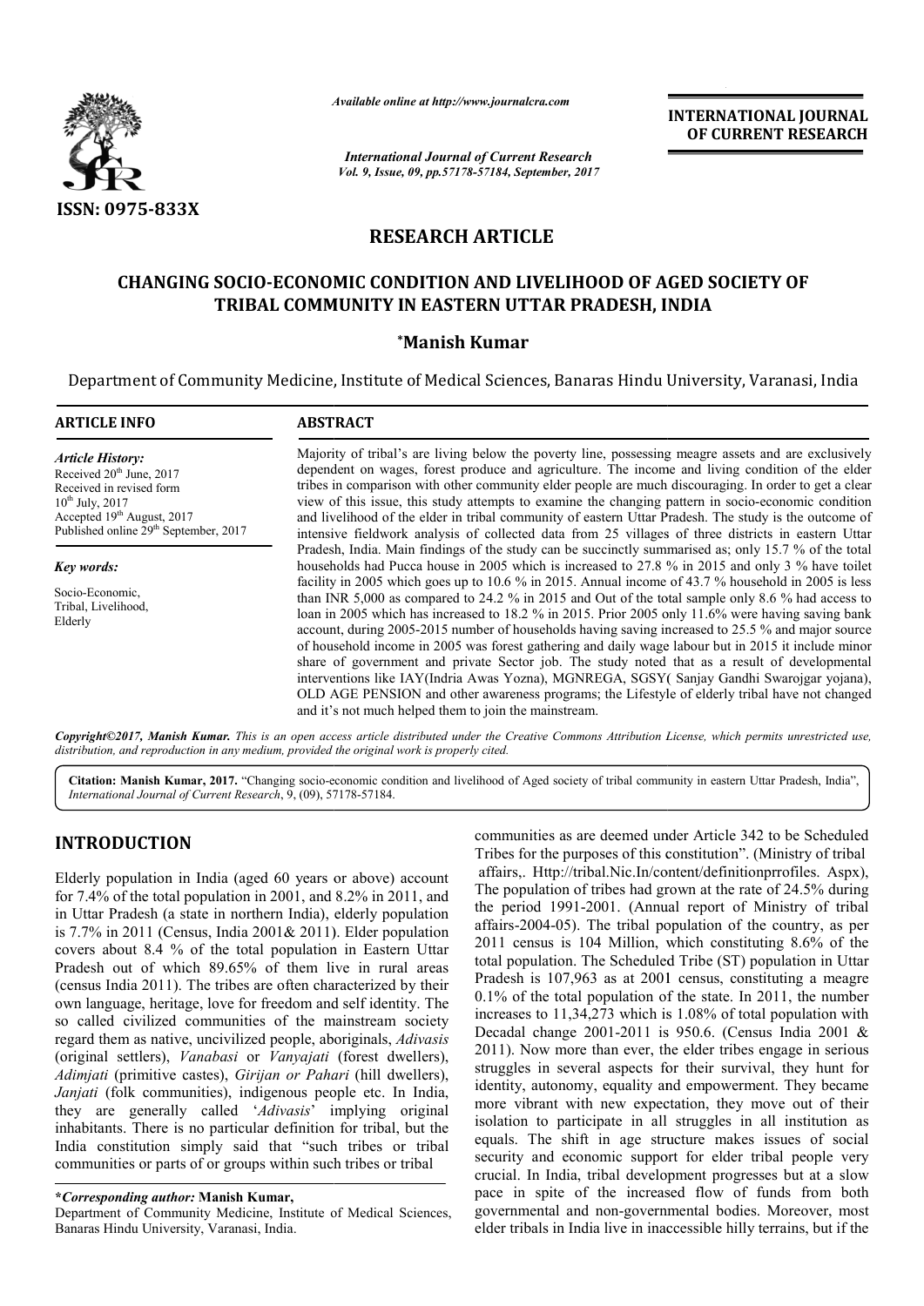# RESEARCH ARTICLE

## CHANGING SOCIO-ECONOMIC CONDITION AND LIVELIHOOD OF AGED SOCIETY OF TRIBAL COMMUNITY IN EASTERN UTTAR PRADESH, INDIA

**\*Manish Kumar**

Department of Community Medicine, Institute of Medical Sciences, Banaras Hindu University, Varanasi, India

**ARTICLE INFO**

*Article History:*
Received 20th June, 2017
Received in revised form
10th July, 2017
Accepted 19th August, 2017
Published online 29th September, 2017

*Key words:*
Socio-Economic, Tribal, Livelihood, Elderly

**ABSTRACT**

Majority of tribal's are living below the poverty line, possessing meagre assets and are exclusively dependent on wages, forest produce and agriculture. The income and living condition of the elder tribes in comparison with other community elder people are much discouraging. In order to get a clear view of this issue, this study attempts to examine the changing pattern in socio-economic condition and livelihood of the elder in tribal community of eastern Uttar Pradesh. The study is the outcome of intensive fieldwork analysis of collected data from 25 villages of three districts in eastern Uttar Pradesh, India. Main findings of the study can be succinctly summarised as; only 15.7 % of the total households had Pucca house in 2005 which is increased to 27.8 % in 2015 and only 3 % have toilet facility in 2005 which goes up to 10.6 % in 2015. Annual income of 43.7 % household in 2005 is less than INR 5,000 as compared to 24.2 % in 2015 and Out of the total sample only 8.6 % had access to loan in 2005 which has increased to 18.2 % in 2015. Prior 2005 only 11.6% were having saving bank account, during 2005-2015 number of households having saving increased to 25.5 % and major source of household income in 2005 was forest gathering and daily wage labour but in 2015 it include minor share of government and private Sector job. The study noted that as a result of developmental interventions like IAY(Indria Awas Yozna), MGNREGA, SGSY( Sanjay Gandhi Swarojgar yojana), OLD AGE PENSION and other awareness programs; the Lifestyle of elderly tribal have not changed and it's not much helped them to join the mainstream.

*Copyright©2017, Manish Kumar. This is an open access article distributed under the Creative Commons Attribution License, which permits unrestricted use, distribution, and reproduction in any medium, provided the original work is properly cited.*

**Citation: Manish Kumar, 2017.** "Changing socio-economic condition and livelihood of Aged society of tribal community in eastern Uttar Pradesh, India", *International Journal of Current Research*, 9, (09), 57178-57184.

## INTRODUCTION

Elderly population in India (aged 60 years or above) account for 7.4% of the total population in 2001, and 8.2% in 2011, and in Uttar Pradesh (a state in northern India), elderly population is 7.7% in 2011 (Census, India 2001& 2011). Elder population covers about 8.4 % of the total population in Eastern Uttar Pradesh out of which 89.65% of them live in rural areas (census India 2011). The tribes are often characterized by their own language, heritage, love for freedom and self identity. The so called civilized communities of the mainstream society regard them as native, uncivilized people, aboriginals, *Adivasis* (original settlers), *Vanabasi* or *Vanyajati* (forest dwellers), *Adimjati* (primitive castes), *Girijan or Pahari* (hill dwellers), *Janjati* (folk communities), indigenous people etc. In India, they are generally called '*Adivasis*' implying original inhabitants. There is no particular definition for tribal, but the India constitution simply said that "such tribes or tribal communities or parts of or groups within such tribes or tribal communities as are deemed under Article 342 to be Scheduled Tribes for the purposes of this constitution". (Ministry of tribal affairs,. Http://tribal.Nic.In/content/definitionprrofiles. Aspx), The population of tribes had grown at the rate of 24.5% during the period 1991-2001. (Annual report of Ministry of tribal affairs-2004-05). The tribal population of the country, as per 2011 census is 104 Million, which constituting 8.6% of the total population. The Scheduled Tribe (ST) population in Uttar Pradesh is 107,963 as at 2001 census, constituting a meagre 0.1% of the total population of the state. In 2011, the number increases to 11,34,273 which is 1.08% of total population with Decadal change 2001-2011 is 950.6. (Census India 2001 & 2011). Now more than ever, the elder tribes engage in serious struggles in several aspects for their survival, they hunt for identity, autonomy, equality and empowerment. They became more vibrant with new expectation, they move out of their isolation to participate in all struggles in all institution as equals. The shift in age structure makes issues of social security and economic support for elder tribal people very crucial. In India, tribal development progresses but at a slow pace in spite of the increased flow of funds from both governmental and non-governmental bodies. Moreover, most elder tribals in India live in inaccessible hilly terrains, but if the

**\*Corresponding author: Manish Kumar,**
Department of Community Medicine, Institute of Medical Sciences, Banaras Hindu University, Varanasi, India.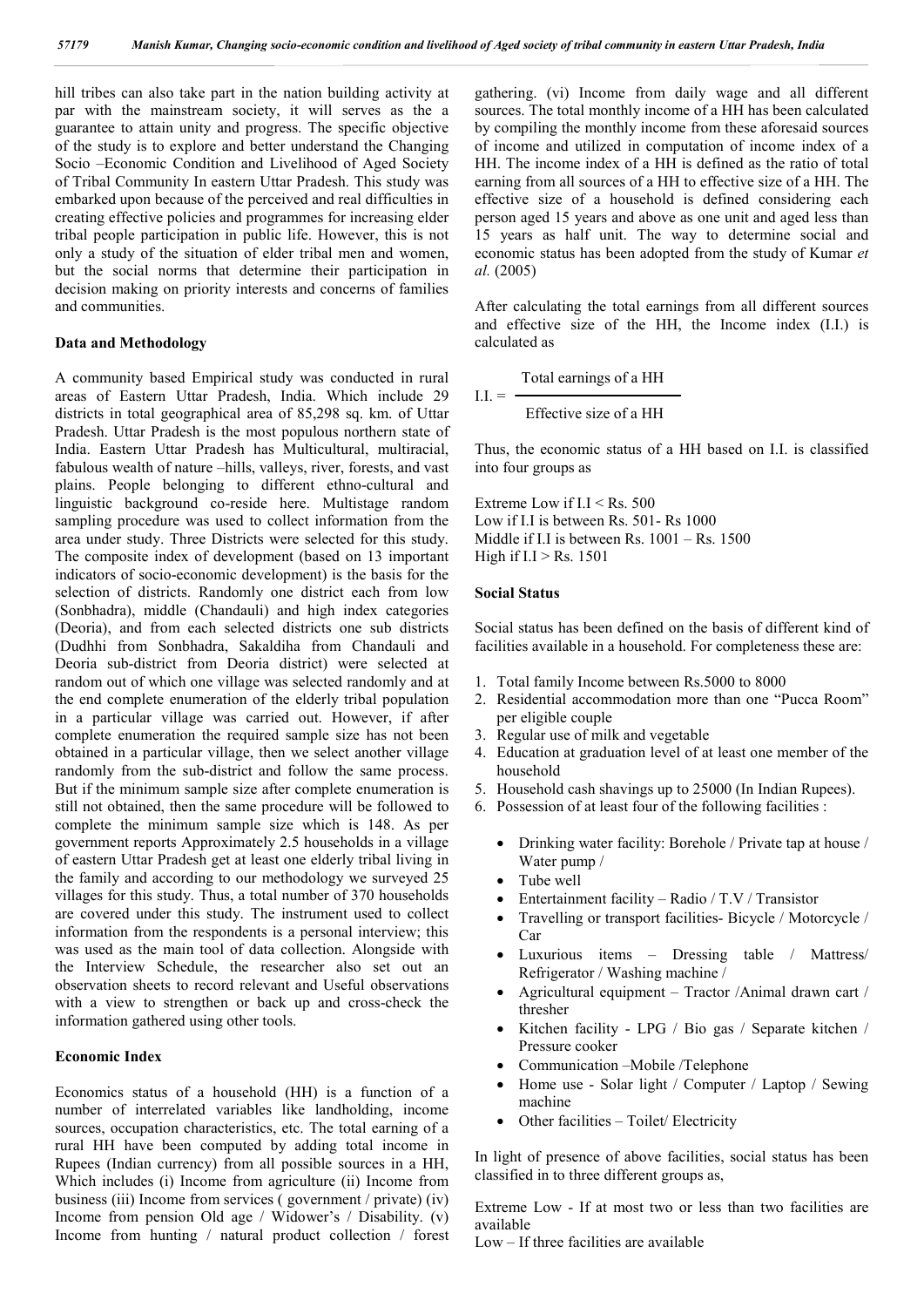hill tribes can also take part in the nation building activity at par with the mainstream society, it will serves as the a guarantee to attain unity and progress. The specific objective of the study is to explore and better understand the Changing Socio –Economic Condition and Livelihood of Aged Society of Tribal Community In eastern Uttar Pradesh. This study was embarked upon because of the perceived and real difficulties in creating effective policies and programmes for increasing elder tribal people participation in public life. However, this is not only a study of the situation of elder tribal men and women, but the social norms that determine their participation in decision making on priority interests and concerns of families and communities.

### Data and Methodology

A community based Empirical study was conducted in rural areas of Eastern Uttar Pradesh, India. Which include 29 districts in total geographical area of 85,298 sq. km. of Uttar Pradesh. Uttar Pradesh is the most populous northern state of India. Eastern Uttar Pradesh has Multicultural, multiracial, fabulous wealth of nature –hills, valleys, river, forests, and vast plains. People belonging to different ethno-cultural and linguistic background co-reside here. Multistage random sampling procedure was used to collect information from the area under study. Three Districts were selected for this study. The composite index of development (based on 13 important indicators of socio-economic development) is the basis for the selection of districts. Randomly one district each from low (Sonbhadra), middle (Chandauli) and high index categories (Deoria), and from each selected districts one sub districts (Dudhhi from Sonbhadra, Sakaldiha from Chandauli and Deoria sub-district from Deoria district) were selected at random out of which one village was selected randomly and at the end complete enumeration of the elderly tribal population in a particular village was carried out. However, if after complete enumeration the required sample size has not been obtained in a particular village, then we select another village randomly from the sub-district and follow the same process. But if the minimum sample size after complete enumeration is still not obtained, then the same procedure will be followed to complete the minimum sample size which is 148. As per government reports Approximately 2.5 households in a village of eastern Uttar Pradesh get at least one elderly tribal living in the family and according to our methodology we surveyed 25 villages for this study. Thus, a total number of 370 households are covered under this study. The instrument used to collect information from the respondents is a personal interview; this was used as the main tool of data collection. Alongside with the Interview Schedule, the researcher also set out an observation sheets to record relevant and Useful observations with a view to strengthen or back up and cross-check the information gathered using other tools.

### Economic Index

Economics status of a household (HH) is a function of a number of interrelated variables like landholding, income sources, occupation characteristics, etc. The total earning of a rural HH have been computed by adding total income in Rupees (Indian currency) from all possible sources in a HH, Which includes (i) Income from agriculture (ii) Income from business (iii) Income from services ( government / private) (iv) Income from pension Old age / Widower's / Disability. (v) Income from hunting / natural product collection / forest gathering. (vi) Income from daily wage and all different sources. The total monthly income of a HH has been calculated by compiling the monthly income from these aforesaid sources of income and utilized in computation of income index of a HH. The income index of a HH is defined as the ratio of total earning from all sources of a HH to effective size of a HH. The effective size of a household is defined considering each person aged 15 years and above as one unit and aged less than 15 years as half unit. The way to determine social and economic status has been adopted from the study of Kumar *et al.* (2005)

After calculating the total earnings from all different sources and effective size of the HH, the Income index (I.I.) is calculated as

$$\text{I.I.} = \frac{\text{Total earnings of a HH}}{\text{Effective size of a HH}}$$

Thus, the economic status of a HH based on I.I. is classified into four groups as

Extreme Low if I.I < Rs. 500
Low if I.I is between Rs. 501- Rs 1000
Middle if I.I is between Rs. 1001 – Rs. 1500
High if I.I > Rs. 1501

### Social Status

Social status has been defined on the basis of different kind of facilities available in a household. For completeness these are:

1. Total family Income between Rs.5000 to 8000
2. Residential accommodation more than one "Pucca Room" per eligible couple
3. Regular use of milk and vegetable
4. Education at graduation level of at least one member of the household
5. Household cash shavings up to 25000 (In Indian Rupees).
6. Possession of at least four of the following facilities :
   - Drinking water facility: Borehole / Private tap at house / Water pump /
   - Tube well
   - Entertainment facility – Radio / T.V / Transistor
   - Travelling or transport facilities- Bicycle / Motorcycle / Car
   - Luxurious items – Dressing table / Mattress/ Refrigerator / Washing machine /
   - Agricultural equipment – Tractor /Animal drawn cart / thresher
   - Kitchen facility - LPG / Bio gas / Separate kitchen / Pressure cooker
   - Communication –Mobile /Telephone
   - Home use - Solar light / Computer / Laptop / Sewing machine
   - Other facilities – Toilet/ Electricity

In light of presence of above facilities, social status has been classified in to three different groups as,

Extreme Low - If at most two or less than two facilities are available
Low – If three facilities are available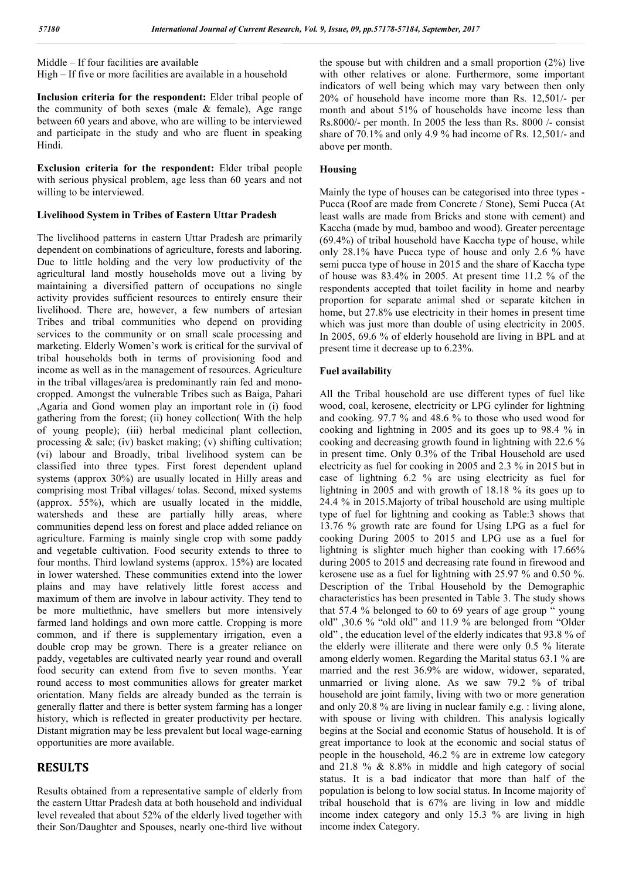Middle – If four facilities are available

High – If five or more facilities are available in a household

**Inclusion criteria for the respondent:** Elder tribal people of the community of both sexes (male & female), Age range between 60 years and above, who are willing to be interviewed and participate in the study and who are fluent in speaking Hindi.

**Exclusion criteria for the respondent:** Elder tribal people with serious physical problem, age less than 60 years and not willing to be interviewed.

### Livelihood System in Tribes of Eastern Uttar Pradesh

The livelihood patterns in eastern Uttar Pradesh are primarily dependent on combinations of agriculture, forests and laboring. Due to little holding and the very low productivity of the agricultural land mostly households move out a living by maintaining a diversified pattern of occupations no single activity provides sufficient resources to entirely ensure their livelihood. There are, however, a few numbers of artesian Tribes and tribal communities who depend on providing services to the community or on small scale processing and marketing. Elderly Women's work is critical for the survival of tribal households both in terms of provisioning food and income as well as in the management of resources. Agriculture in the tribal villages/area is predominantly rain fed and mono-cropped. Amongst the vulnerable Tribes such as Baiga, Pahari ,Agaria and Gond women play an important role in (i) food gathering from the forest; (ii) honey collection( With the help of young people); (iii) herbal medicinal plant collection, processing & sale; (iv) basket making; (v) shifting cultivation; (vi) labour and Broadly, tribal livelihood system can be classified into three types. First forest dependent upland systems (approx 30%) are usually located in Hilly areas and comprising most Tribal villages/ tolas. Second, mixed systems (approx. 55%), which are usually located in the middle, watersheds and these are partially hilly areas, where communities depend less on forest and place added reliance on agriculture. Farming is mainly single crop with some paddy and vegetable cultivation. Food security extends to three to four months. Third lowland systems (approx. 15%) are located in lower watershed. These communities extend into the lower plains and may have relatively little forest access and maximum of them are involve in labour activity. They tend to be more multiethnic, have smellers but more intensively farmed land holdings and own more cattle. Cropping is more common, and if there is supplementary irrigation, even a double crop may be grown. There is a greater reliance on paddy, vegetables are cultivated nearly year round and overall food security can extend from five to seven months. Year round access to most communities allows for greater market orientation. Many fields are already bunded as the terrain is generally flatter and there is better system farming has a longer history, which is reflected in greater productivity per hectare. Distant migration may be less prevalent but local wage-earning opportunities are more available.

## RESULTS

Results obtained from a representative sample of elderly from the eastern Uttar Pradesh data at both household and individual level revealed that about 52% of the elderly lived together with their Son/Daughter and Spouses, nearly one-third live without the spouse but with children and a small proportion (2%) live with other relatives or alone. Furthermore, some important indicators of well being which may vary between then only 20% of household have income more than Rs. 12,501/- per month and about 51% of households have income less than Rs.8000/- per month. In 2005 the less than Rs. 8000 /- consist share of 70.1% and only 4.9 % had income of Rs. 12,501/- and above per month.

### Housing

Mainly the type of houses can be categorised into three types - Pucca (Roof are made from Concrete / Stone), Semi Pucca (At least walls are made from Bricks and stone with cement) and Kaccha (made by mud, bamboo and wood). Greater percentage (69.4%) of tribal household have Kaccha type of house, while only 28.1% have Pucca type of house and only 2.6 % have semi pucca type of house in 2015 and the share of Kaccha type of house was 83.4% in 2005. At present time 11.2 % of the respondents accepted that toilet facility in home and nearby proportion for separate animal shed or separate kitchen in home, but 27.8% use electricity in their homes in present time which was just more than double of using electricity in 2005. In 2005, 69.6 % of elderly household are living in BPL and at present time it decrease up to 6.23%.

### Fuel availability

All the Tribal household are use different types of fuel like wood, coal, kerosene, electricity or LPG cylinder for lightning and cooking. 97.7 % and 48.6 % to those who used wood for cooking and lightning in 2005 and its goes up to 98.4 % in cooking and decreasing growth found in lightning with 22.6 % in present time. Only 0.3% of the Tribal Household are used electricity as fuel for cooking in 2005 and 2.3 % in 2015 but in case of lightning 6.2 % are using electricity as fuel for lightning in 2005 and with growth of 18.18 % its goes up to 24.4 % in 2015.Majorty of tribal household are using multiple type of fuel for lightning and cooking as Table:3 shows that 13.76 % growth rate are found for Using LPG as a fuel for cooking During 2005 to 2015 and LPG use as a fuel for lightning is slighter much higher than cooking with 17.66% during 2005 to 2015 and decreasing rate found in firewood and kerosene use as a fuel for lightning with 25.97 % and 0.50 %. Description of the Tribal Household by the Demographic characteristics has been presented in Table 3. The study shows that 57.4 % belonged to 60 to 69 years of age group " young old" ,30.6 % "old old" and 11.9 % are belonged from "Older old" , the education level of the elderly indicates that 93.8 % of the elderly were illiterate and there were only 0.5 % literate among elderly women. Regarding the Marital status 63.1 % are married and the rest 36.9% are widow, widower, separated, unmarried or living alone. As we saw 79.2 % of tribal household are joint family, living with two or more generation and only 20.8 % are living in nuclear family e.g. : living alone, with spouse or living with children. This analysis logically begins at the Social and economic Status of household. It is of great importance to look at the economic and social status of people in the household, 46.2 % are in extreme low category and 21.8 % & 8.8% in middle and high category of social status. It is a bad indicator that more than half of the population is belong to low social status. In Income majority of tribal household that is 67% are living in low and middle income index category and only 15.3 % are living in high income index Category.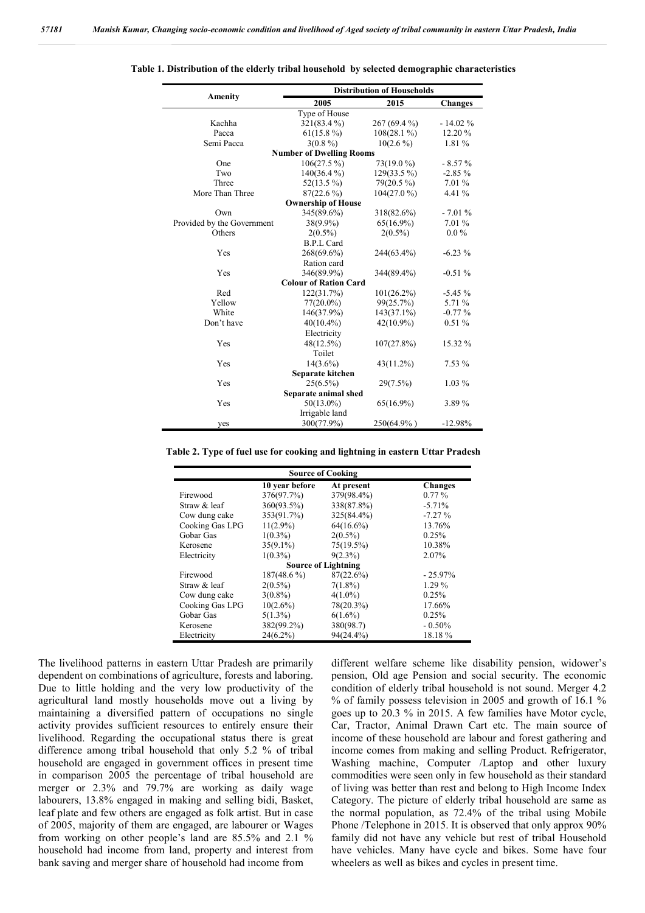**Table 1. Distribution of the elderly tribal household by selected demographic characteristics**

| Amenity | Distribution of Households | | |
|---|---|---|---|
| | 2005 | 2015 | Changes |
| | Type of House | | |
| Kachha | 321(83.4 %) | 267 (69.4 %) | - 14.02 % |
| Pacca | 61(15.8 %) | 108(28.1 %) | 12.20 % |
| Semi Pacca | 3(0.8 %) | 10(2.6 %) | 1.81 % |
| | **Number of Dwelling Rooms** | | |
| One | 106(27.5 %) | 73(19.0 %) | - 8.57 % |
| Two | 140(36.4 %) | 129(33.5 %) | -2.85 % |
| Three | 52(13.5 %) | 79(20.5 %) | 7.01 % |
| More Than Three | 87(22.6 %) | 104(27.0 %) | 4.41 % |
| | **Ownership of House** | | |
| Own | 345(89.6%) | 318(82.6%) | - 7.01 % |
| Provided by the Government | 38(9.9%) | 65(16.9%) | 7.01 % |
| Others | 2(0.5%) | 2(0.5%) | 0.0 % |
| | B.P.L Card | | |
| Yes | 268(69.6%) | 244(63.4%) | -6.23 % |
| | Ration card | | |
| Yes | 346(89.9%) | 344(89.4%) | -0.51 % |
| | **Colour of Ration Card** | | |
| Red | 122(31.7%) | 101(26.2%) | -5.45 % |
| Yellow | 77(20.0%) | 99(25.7%) | 5.71 % |
| White | 146(37.9%) | 143(37.1%) | -0.77 % |
| Don't have | 40(10.4%) | 42(10.9%) | 0.51 % |
| | Electricity | | |
| Yes | 48(12.5%) | 107(27.8%) | 15.32 % |
| | Toilet | | |
| Yes | 14(3.6%) | 43(11.2%) | 7.53 % |
| | **Separate kitchen** | | |
| Yes | 25(6.5%) | 29(7.5%) | 1.03 % |
| | **Separate animal shed** | | |
| Yes | 50(13.0%) | 65(16.9%) | 3.89 % |
| | Irrigable land | | |
| yes | 300(77.9%) | 250(64.9% ) | -12.98% |

**Table 2. Type of fuel use for cooking and lightning in eastern Uttar Pradesh**

| Source of Cooking | | | |
|---|---|---|---|
| | 10 year before | At present | Changes |
| Firewood | 376(97.7%) | 379(98.4%) | 0.77 % |
| Straw & leaf | 360(93.5%) | 338(87.8%) | -5.71% |
| Cow dung cake | 353(91.7%) | 325(84.4%) | -7.27 % |
| Cooking Gas LPG | 11(2.9%) | 64(16.6%) | 13.76% |
| Gobar Gas | 1(0.3%) | 2(0.5%) | 0.25% |
| Kerosene | 35(9.1%) | 75(19.5%) | 10.38% |
| Electricity | 1(0.3%) | 9(2.3%) | 2.07% |
| **Source of Lightning** | | | |
| Firewood | 187(48.6 %) | 87(22.6%) | - 25.97% |
| Straw & leaf | 2(0.5%) | 7(1.8%) | 1.29 % |
| Cow dung cake | 3(0.8%) | 4(1.0%) | 0.25% |
| Cooking Gas LPG | 10(2.6%) | 78(20.3%) | 17.66% |
| Gobar Gas | 5(1.3%) | 6(1.6%) | 0.25% |
| Kerosene | 382(99.2%) | 380(98.7) | - 0.50% |
| Electricity | 24(6.2%) | 94(24.4%) | 18.18 % |

The livelihood patterns in eastern Uttar Pradesh are primarily dependent on combinations of agriculture, forests and laboring. Due to little holding and the very low productivity of the agricultural land mostly households move out a living by maintaining a diversified pattern of occupations no single activity provides sufficient resources to entirely ensure their livelihood. Regarding the occupational status there is great difference among tribal household that only 5.2 % of tribal household are engaged in government offices in present time in comparison 2005 the percentage of tribal household are merger or 2.3% and 79.7% are working as daily wage labourers, 13.8% engaged in making and selling bidi, Basket, leaf plate and few others are engaged as folk artist. But in case of 2005, majority of them are engaged, are labourer or Wages from working on other people's land are 85.5% and 2.1 % household had income from land, property and interest from bank saving and merger share of household had income from different welfare scheme like disability pension, widower's pension, Old age Pension and social security. The economic condition of elderly tribal household is not sound. Merger 4.2 % of family possess television in 2005 and growth of 16.1 % goes up to 20.3 % in 2015. A few families have Motor cycle, Car, Tractor, Animal Drawn Cart etc. The main source of income of these household are labour and forest gathering and income comes from making and selling Product. Refrigerator, Washing machine, Computer /Laptop and other luxury commodities were seen only in few household as their standard of living was better than rest and belong to High Income Index Category. The picture of elderly tribal household are same as the normal population, as 72.4% of the tribal using Mobile Phone /Telephone in 2015. It is observed that only approx 90% family did not have any vehicle but rest of tribal Household have vehicles. Many have cycle and bikes. Some have four wheelers as well as bikes and cycles in present time.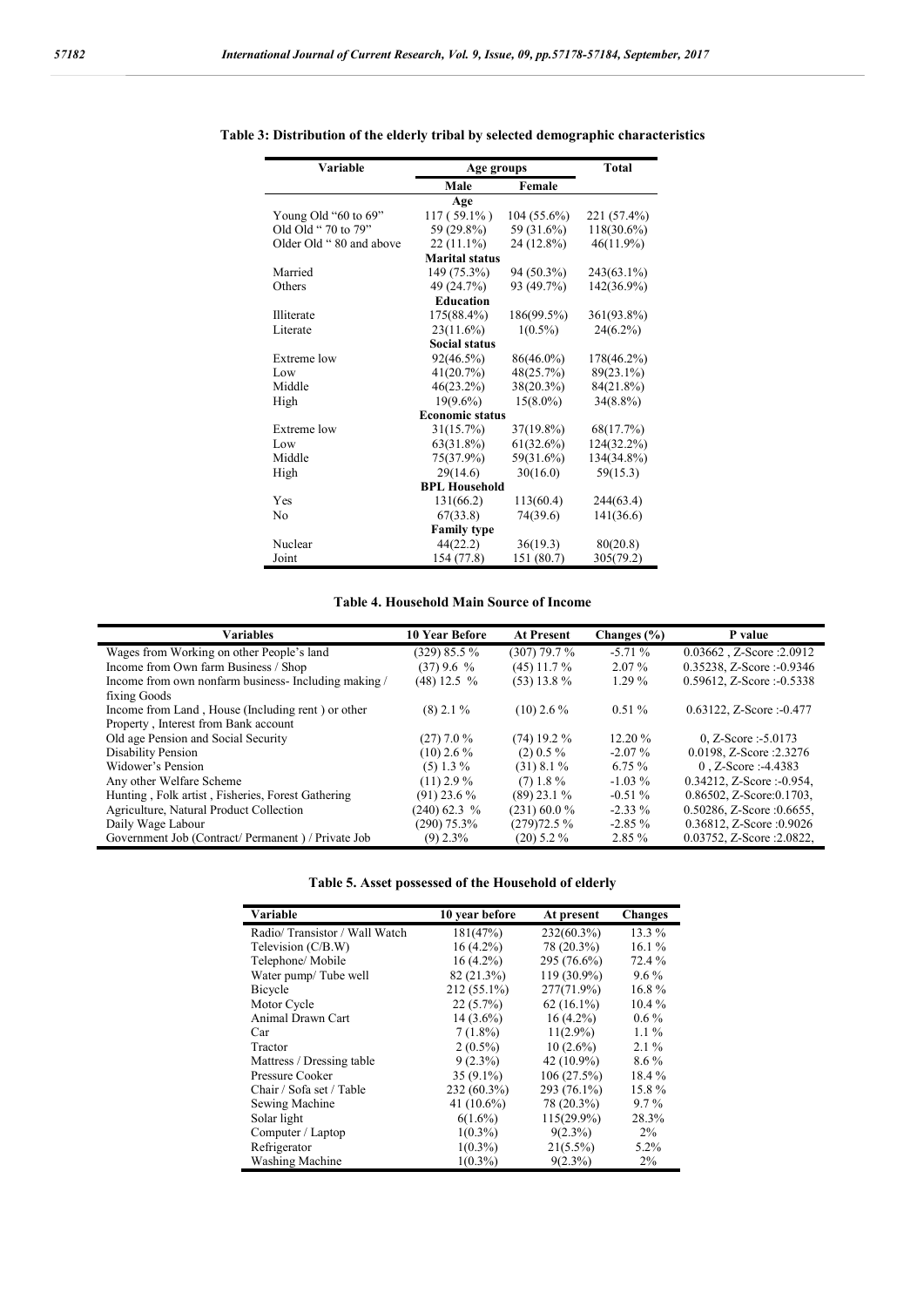**Table 3: Distribution of the elderly tribal by selected demographic characteristics**

| Variable | Age groups | | Total |
|---|---|---|---|
| | Male | Female | |
| **Age** | | | |
| Young Old "60 to 69" | 117 ( 59.1% ) | 104 (55.6%) | 221 (57.4%) |
| Old Old " 70 to 79" | 59 (29.8%) | 59 (31.6%) | 118(30.6%) |
| Older Old " 80 and above | 22 (11.1%) | 24 (12.8%) | 46(11.9%) |
| **Marital status** | | | |
| Married | 149 (75.3%) | 94 (50.3%) | 243(63.1%) |
| Others | 49 (24.7%) | 93 (49.7%) | 142(36.9%) |
| **Education** | | | |
| Illiterate | 175(88.4%) | 186(99.5%) | 361(93.8%) |
| Literate | 23(11.6%) | 1(0.5%) | 24(6.2%) |
| **Social status** | | | |
| Extreme low | 92(46.5%) | 86(46.0%) | 178(46.2%) |
| Low | 41(20.7%) | 48(25.7%) | 89(23.1%) |
| Middle | 46(23.2%) | 38(20.3%) | 84(21.8%) |
| High | 19(9.6%) | 15(8.0%) | 34(8.8%) |
| **Economic status** | | | |
| Extreme low | 31(15.7%) | 37(19.8%) | 68(17.7%) |
| Low | 63(31.8%) | 61(32.6%) | 124(32.2%) |
| Middle | 75(37.9%) | 59(31.6%) | 134(34.8%) |
| High | 29(14.6) | 30(16.0) | 59(15.3) |
| **BPL Household** | | | |
| Yes | 131(66.2) | 113(60.4) | 244(63.4) |
| No | 67(33.8) | 74(39.6) | 141(36.6) |
| **Family type** | | | |
| Nuclear | 44(22.2) | 36(19.3) | 80(20.8) |
| Joint | 154 (77.8) | 151 (80.7) | 305(79.2) |

**Table 4. Household Main Source of Income**

| Variables | 10 Year Before | At Present | Changes (%) | P value |
|---|---|---|---|---|
| Wages from Working on other People's land | (329) 85.5 % | (307) 79.7 % | -5.71 % | 0.03662 , Z-Score :2.0912 |
| Income from Own farm Business / Shop | (37) 9.6 % | (45) 11.7 % | 2.07 % | 0.35238, Z-Score :-0.9346 |
| Income from own nonfarm business- Including making / fixing Goods | (48) 12.5 % | (53) 13.8 % | 1.29 % | 0.59612, Z-Score :-0.5338 |
| Income from Land , House (Including rent ) or other Property , Interest from Bank account | (8) 2.1 % | (10) 2.6 % | 0.51 % | 0.63122, Z-Score :-0.477 |
| Old age Pension and Social Security | (27) 7.0 % | (74) 19.2 % | 12.20 % | 0, Z-Score :-5.0173 |
| Disability Pension | (10) 2.6 % | (2) 0.5 % | -2.07 % | 0.0198, Z-Score :2.3276 |
| Widower's Pension | (5) 1.3 % | (31) 8.1 % | 6.75 % | 0 , Z-Score :-4.4383 |
| Any other Welfare Scheme | (11) 2.9 % | (7) 1.8 % | -1.03 % | 0.34212, Z-Score :-0.954, |
| Hunting , Folk artist , Fisheries, Forest Gathering | (91) 23.6 % | (89) 23.1 % | -0.51 % | 0.86502, Z-Score:0.1703, |
| Agriculture, Natural Product Collection | (240) 62.3 % | (231) 60.0 % | -2.33 % | 0.50286, Z-Score :0.6655, |
| Daily Wage Labour | (290) 75.3% | (279)72.5 % | -2.85 % | 0.36812, Z-Score :0.9026 |
| Government Job (Contract/ Permanent ) / Private Job | (9) 2.3% | (20) 5.2 % | 2.85 % | 0.03752, Z-Score :2.0822, |

**Table 5. Asset possessed of the Household of elderly**

| Variable | 10 year before | At present | Changes |
|---|---|---|---|
| Radio/ Transistor / Wall Watch | 181(47%) | 232(60.3%) | 13.3 % |
| Television (C/B.W) | 16 (4.2%) | 78 (20.3%) | 16.1 % |
| Telephone/ Mobile | 16 (4.2%) | 295 (76.6%) | 72.4 % |
| Water pump/ Tube well | 82 (21.3%) | 119 (30.9%) | 9.6 % |
| Bicycle | 212 (55.1%) | 277(71.9%) | 16.8 % |
| Motor Cycle | 22 (5.7%) | 62 (16.1%) | 10.4 % |
| Animal Drawn Cart | 14 (3.6%) | 16 (4.2%) | 0.6 % |
| Car | 7 (1.8%) | 11(2.9%) | 1.1 % |
| Tractor | 2 (0.5%) | 10 (2.6%) | 2.1 % |
| Mattress / Dressing table | 9 (2.3%) | 42 (10.9%) | 8.6 % |
| Pressure Cooker | 35 (9.1%) | 106 (27.5%) | 18.4 % |
| Chair / Sofa set / Table | 232 (60.3%) | 293 (76.1%) | 15.8 % |
| Sewing Machine | 41 (10.6%) | 78 (20.3%) | 9.7 % |
| Solar light | 6(1.6%) | 115(29.9%) | 28.3% |
| Computer / Laptop | 1(0.3%) | 9(2.3%) | 2% |
| Refrigerator | 1(0.3%) | 21(5.5%) | 5.2% |
| Washing Machine | 1(0.3%) | 9(2.3%) | 2% |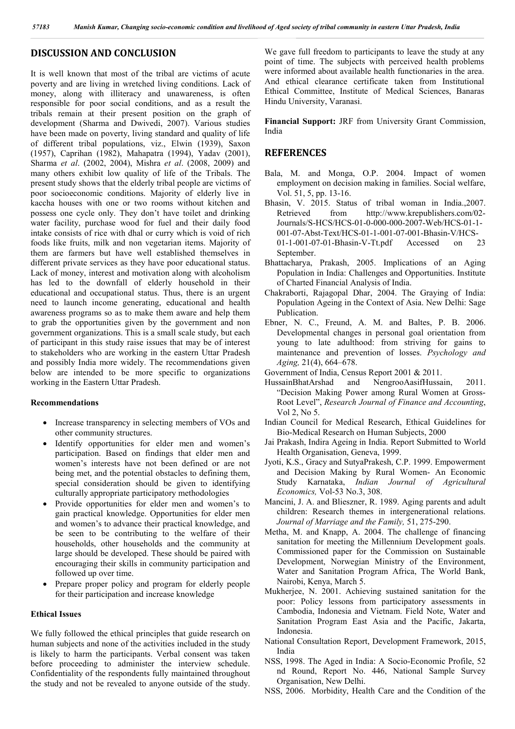## DISCUSSION AND CONCLUSION

It is well known that most of the tribal are victims of acute poverty and are living in wretched living conditions. Lack of money, along with illiteracy and unawareness, is often responsible for poor social conditions, and as a result the tribals remain at their present position on the graph of development (Sharma and Dwivedi, 2007). Various studies have been made on poverty, living standard and quality of life of different tribal populations, viz., Elwin (1939), Saxon (1957), Caprihan (1982), Mahapatra (1994), Yadav (2001), Sharma *et al*. (2002, 2004), Mishra *et al*. (2008, 2009) and many others exhibit low quality of life of the Tribals. The present study shows that the elderly tribal people are victims of poor socioeconomic conditions. Majority of elderly live in kaccha houses with one or two rooms without kitchen and possess one cycle only. They don't have toilet and drinking water facility, purchase wood for fuel and their daily food intake consists of rice with dhal or curry which is void of rich foods like fruits, milk and non vegetarian items. Majority of them are farmers but have well established themselves in different private services as they have poor educational status. Lack of money, interest and motivation along with alcoholism has led to the downfall of elderly household in their educational and occupational status. Thus, there is an urgent need to launch income generating, educational and health awareness programs so as to make them aware and help them to grab the opportunities given by the government and non government organizations. This is a small scale study, but each of participant in this study raise issues that may be of interest to stakeholders who are working in the eastern Uttar Pradesh and possibly India more widely. The recommendations given below are intended to be more specific to organizations working in the Eastern Uttar Pradesh.

### Recommendations

- Increase transparency in selecting members of VOs and other community structures.
- Identify opportunities for elder men and women's participation. Based on findings that elder men and women's interests have not been defined or are not being met, and the potential obstacles to defining them, special consideration should be given to identifying culturally appropriate participatory methodologies
- Provide opportunities for elder men and women's to gain practical knowledge. Opportunities for elder men and women's to advance their practical knowledge, and be seen to be contributing to the welfare of their households, other households and the community at large should be developed. These should be paired with encouraging their skills in community participation and followed up over time.
- Prepare proper policy and program for elderly people for their participation and increase knowledge

### Ethical Issues

We fully followed the ethical principles that guide research on human subjects and none of the activities included in the study is likely to harm the participants. Verbal consent was taken before proceeding to administer the interview schedule. Confidentiality of the respondents fully maintained throughout the study and not be revealed to anyone outside of the study. We gave full freedom to participants to leave the study at any point of time. The subjects with perceived health problems were informed about available health functionaries in the area. And ethical clearance certificate taken from Institutional Ethical Committee, Institute of Medical Sciences, Banaras Hindu University, Varanasi.

**Financial Support:** JRF from University Grant Commission, India

## REFERENCES

Bala, M. and Monga, O.P. 2004. Impact of women employment on decision making in families. Social welfare, Vol. 51, 5, pp. 13-16.

Bhasin, V. 2015. Status of tribal woman in India.,2007. Retrieved from http://www.krepublishers.com/02-Journals/S-HCS/HCS-01-0-000-000-2007-Web/HCS-01-1-001-07-Abst-Text/HCS-01-1-001-07-001-Bhasin-V/HCS-01-1-001-07-01-Bhasin-V-Tt.pdf Accessed on 23 September.

Bhattacharya, Prakash, 2005. Implications of an Aging Population in India: Challenges and Opportunities. Institute of Charted Financial Analysis of India.

Chakraborti, Rajagopal Dhar, 2004. The Graying of India: Population Ageing in the Context of Asia. New Delhi: Sage Publication.

Ebner, N. C., Freund, A. M. and Baltes, P. B. 2006. Developmental changes in personal goal orientation from young to late adulthood: from striving for gains to maintenance and prevention of losses. *Psychology and Aging,* 21(4), 664–678.

Government of India, Census Report 2001 & 2011.

HussainBhatArshad and NengrooAasifHussain, 2011. "Decision Making Power among Rural Women at Gross-Root Level", *Research Journal of Finance and Accounting*, Vol 2, No 5.

Indian Council for Medical Research, Ethical Guidelines for Bio-Medical Research on Human Subjects, 2000

Jai Prakash, Indira Ageing in India. Report Submitted to World Health Organisation, Geneva, 1999.

Jyoti, K.S., Gracy and SutyaPrakesh, C.P. 1999. Empowerment and Decision Making by Rural Women- An Economic Study Karnataka, *Indian Journal of Agricultural Economics,* Vol-53 No.3, 308.

Mancini, J. A. and Blieszner, R. 1989. Aging parents and adult children: Research themes in intergenerational relations. *Journal of Marriage and the Family,* 51, 275-290.

Metha, M. and Knapp, A. 2004. The challenge of financing sanitation for meeting the Millennium Development goals. Commissioned paper for the Commission on Sustainable Development, Norwegian Ministry of the Environment, Water and Sanitation Program Africa, The World Bank, Nairobi, Kenya, March 5.

Mukherjee, N. 2001. Achieving sustained sanitation for the poor: Policy lessons from participatory assessments in Cambodia, Indonesia and Vietnam. Field Note, Water and Sanitation Program East Asia and the Pacific, Jakarta, Indonesia.

National Consultation Report, Development Framework, 2015, India

NSS, 1998. The Aged in India: A Socio-Economic Profile, 52 nd Round, Report No. 446, National Sample Survey Organisation, New Delhi.

NSS, 2006. Morbidity, Health Care and the Condition of the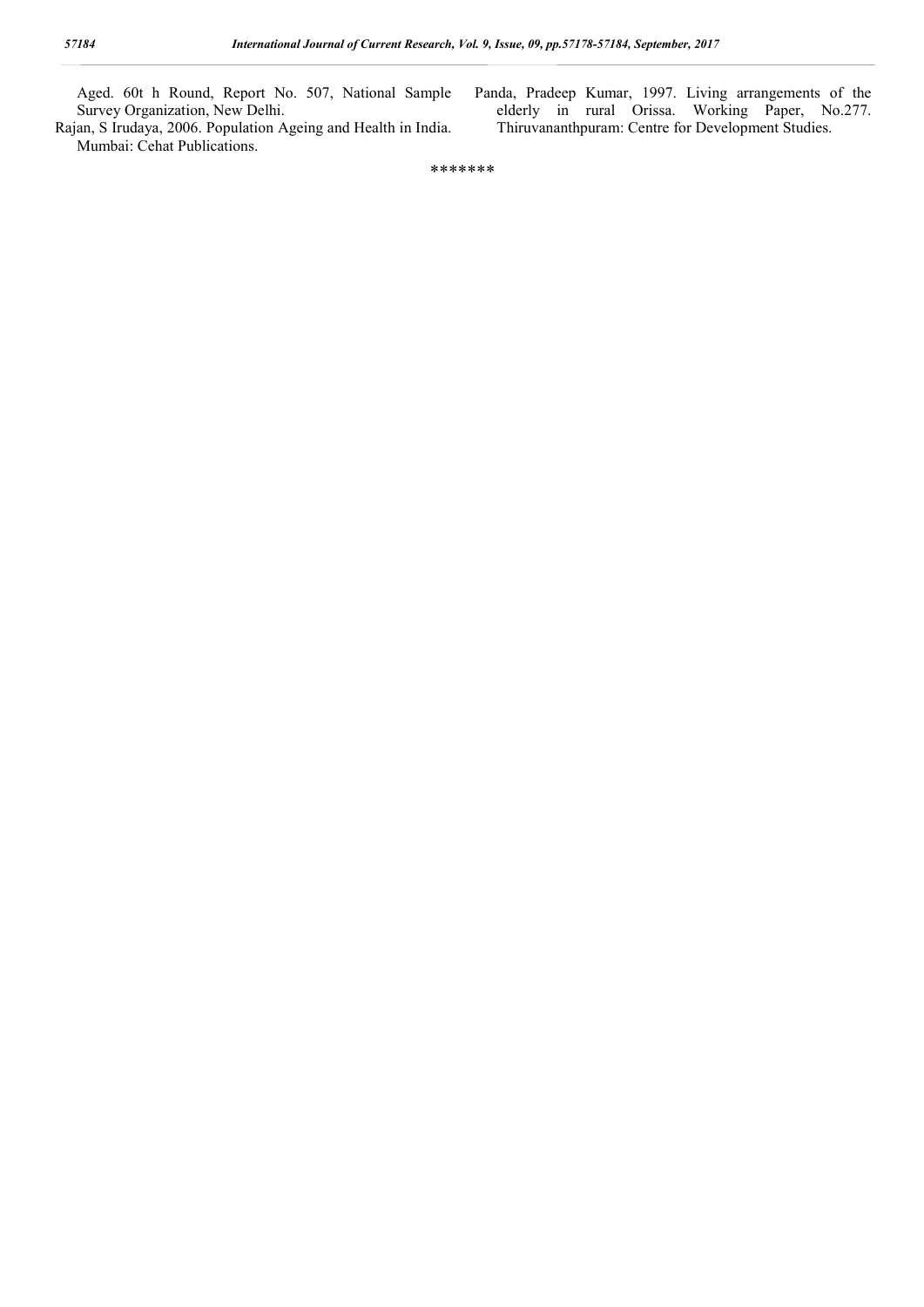Aged. 60t h Round, Report No. 507, National Sample Survey Organization, New Delhi.

Rajan, S Irudaya, 2006. Population Ageing and Health in India. Mumbai: Cehat Publications.

Panda, Pradeep Kumar, 1997. Living arrangements of the elderly in rural Orissa. Working Paper, No.277. Thiruvananthpuram: Centre for Development Studies.

*******